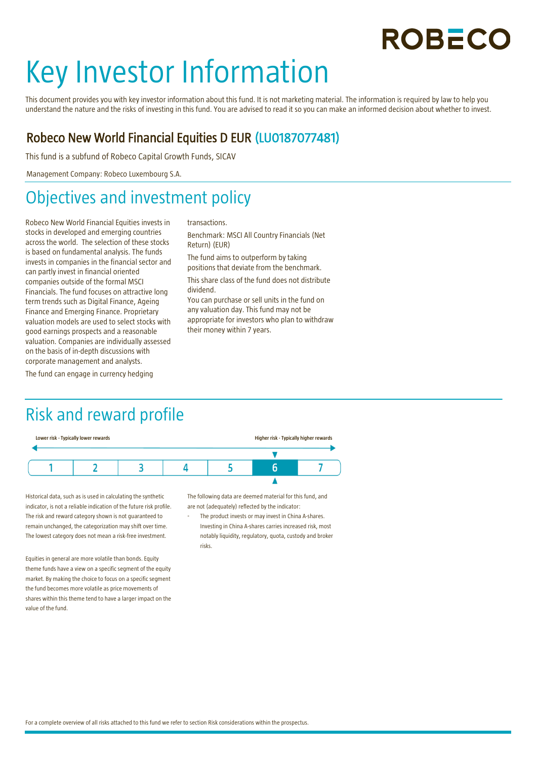ROBECO

# Key Investor Information

This document provides you with key investor information about this fund. It is not marketing material. The information is required by law to help you understand the nature and the risks of investing in this fund. You are advised to read it so you can make an informed decision about whether to invest.

### Robeco New World Financial Equities D EUR (LU0187077481)

This fund is a subfund of Robeco Capital Growth Funds, SICAV

Management Company: Robeco Luxembourg S.A.

## Objectives and investment policy

Robeco New World Financial Equities invests in stocks in developed and emerging countries across the world. The selection of these stocks is based on fundamental analysis. The funds invests in companies in the financial sector and can partly invest in financial oriented companies outside of the formal MSCI Financials. The fund focuses on attractive long term trends such as Digital Finance, Ageing Finance and Emerging Finance. Proprietary valuation models are used to select stocks with good earnings prospects and a reasonable valuation. Companies are individually assessed on the basis of in-depth discussions with corporate management and analysts.

The fund can engage in currency hedging transactions.

Benchmark: MSCI All Country Financials (Net Return) (EUR)

The fund aims to outperform by taking positions that deviate from the benchmark.

This share class of the fund does not distribute dividend.

You can purchase or sell units in the fund on any valuation day. This fund may not be appropriate for investors who plan to withdraw their money within 7 years.

## Risk and reward profile

Lower risk - Typically lower rewards — Higher risk - Typically higher rewards

| 1 | 2 | 3 | 4 | 5 | **6** | 7 |
|---|---|---|---|---|---|---|

Historical data, such as is used in calculating the synthetic indicator, is not a reliable indication of the future risk profile. The risk and reward category shown is not guaranteed to remain unchanged, the categorization may shift over time. The lowest category does not mean a risk-free investment.

Equities in general are more volatile than bonds. Equity theme funds have a view on a specific segment of the equity market. By making the choice to focus on a specific segment the fund becomes more volatile as price movements of shares within this theme tend to have a larger impact on the value of the fund.

The following data are deemed material for this fund, and are not (adequately) reflected by the indicator:

- The product invests or may invest in China A-shares. Investing in China A-shares carries increased risk, most notably liquidity, regulatory, quota, custody and broker risks.

For a complete overview of all risks attached to this fund we refer to section Risk considerations within the prospectus.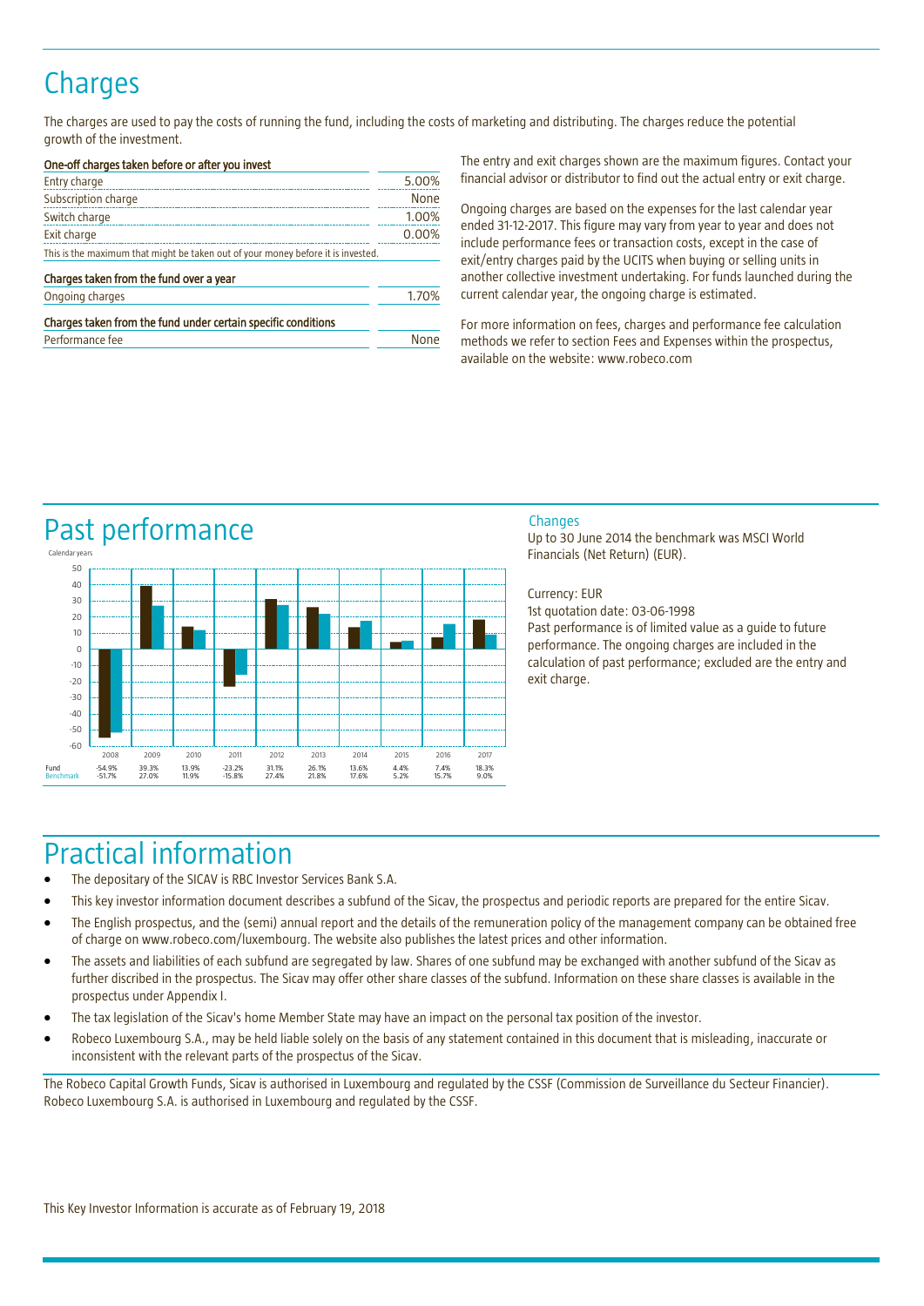# Charges

The charges are used to pay the costs of running the fund, including the costs of marketing and distributing. The charges reduce the potential growth of the investment.

| One-off charges taken before or after you invest | |
|---|---|
| Entry charge | 5.00% |
| Subscription charge | None |
| Switch charge | 1.00% |
| Exit charge | 0.00% |
| This is the maximum that might be taken out of your money before it is invested. | |
| **Charges taken from the fund over a year** | |
| Ongoing charges | 1.70% |
| **Charges taken from the fund under certain specific conditions** | |
| Performance fee | None |

The entry and exit charges shown are the maximum figures. Contact your financial advisor or distributor to find out the actual entry or exit charge.

Ongoing charges are based on the expenses for the last calendar year ended 31-12-2017. This figure may vary from year to year and does not include performance fees or transaction costs, except in the case of exit/entry charges paid by the UCITS when buying or selling units in another collective investment undertaking. For funds launched during the current calendar year, the ongoing charge is estimated.

For more information on fees, charges and performance fee calculation methods we refer to section Fees and Expenses within the prospectus, available on the website: www.robeco.com

# Past performance

Calendar years

50
40
30
20
10
0
-10
-20
-30
-40
-50
-60

2008 2009 2010 2011 2012 2013 2014 2015 2016 2017

Fund -54.9% 39.3% 13.9% -23.2% 31.1% 26.1% 13.6% 4.4% 7.4% 18.3%
Benchmark -51.7% 27.0% 11.9% -15.8% 27.4% 21.8% 17.6% 5.2% 15.7% 9.0%

### Changes

Up to 30 June 2014 the benchmark was MSCI World Financials (Net Return) (EUR).

Currency: EUR
1st quotation date: 03-06-1998
Past performance is of limited value as a guide to future performance. The ongoing charges are included in the calculation of past performance; excluded are the entry and exit charge.

# Practical information

- The depositary of the SICAV is RBC Investor Services Bank S.A.
- This key investor information document describes a subfund of the Sicav, the prospectus and periodic reports are prepared for the entire Sicav.
- The English prospectus, and the (semi) annual report and the details of the remuneration policy of the management company can be obtained free of charge on www.robeco.com/luxembourg. The website also publishes the latest prices and other information.
- The assets and liabilities of each subfund are segregated by law. Shares of one subfund may be exchanged with another subfund of the Sicav as further discribed in the prospectus. The Sicav may offer other share classes of the subfund. Information on these share classes is available in the prospectus under Appendix I.
- The tax legislation of the Sicav's home Member State may have an impact on the personal tax position of the investor.
- Robeco Luxembourg S.A., may be held liable solely on the basis of any statement contained in this document that is misleading, inaccurate or inconsistent with the relevant parts of the prospectus of the Sicav.

The Robeco Capital Growth Funds, Sicav is authorised in Luxembourg and regulated by the CSSF (Commission de Surveillance du Secteur Financier). Robeco Luxembourg S.A. is authorised in Luxembourg and regulated by the CSSF.

This Key Investor Information is accurate as of February 19, 2018